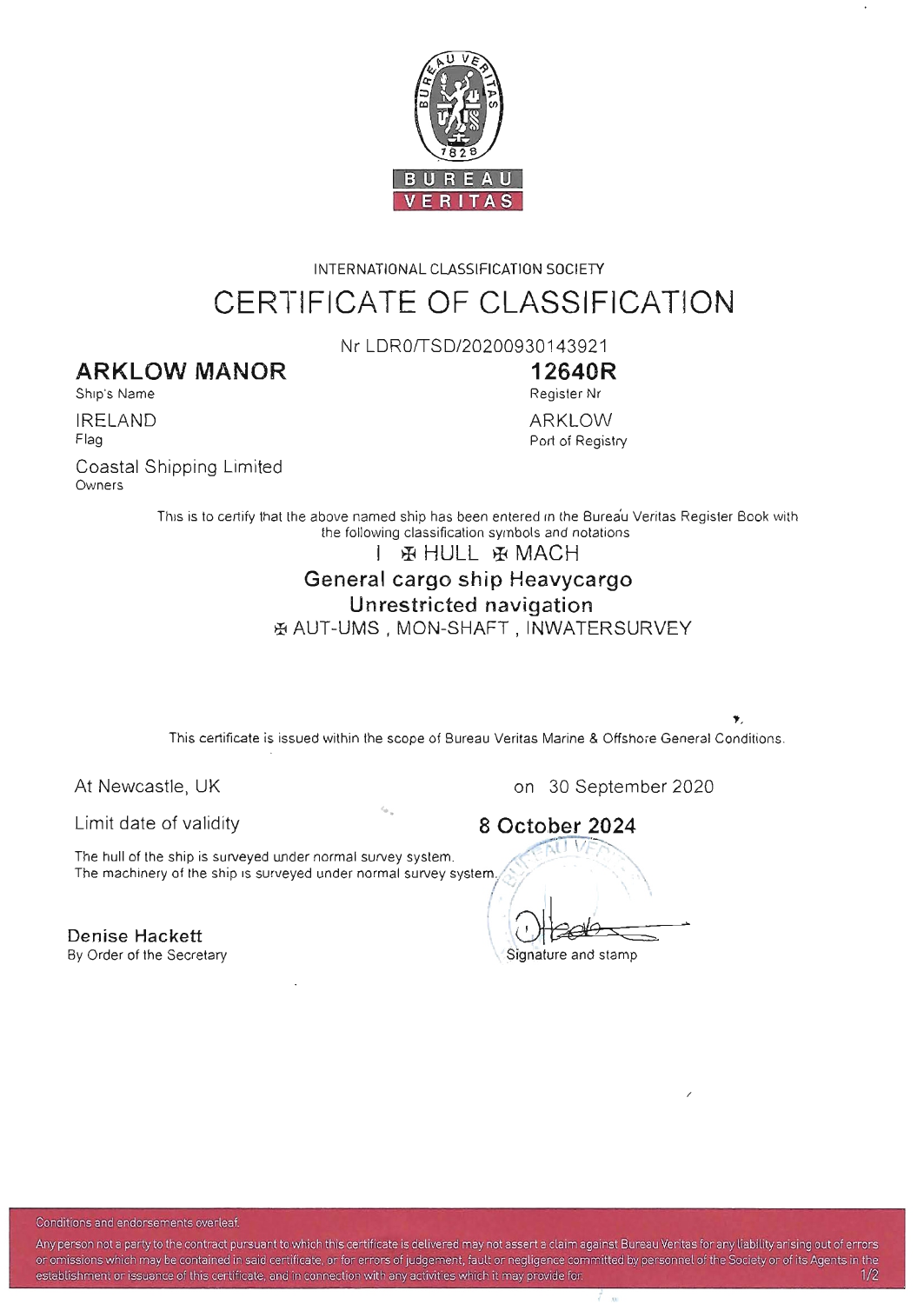BUREAU VERITAS

INTERNATIONAL CLASSIFICATION SOCIETY

# CERTIFICATE OF CLASSIFICATION

Nr LDR0/TSD/20200930143921

| | |
|---|---|
| **ARKLOW MANOR** | **12640R** |
| Ship's Name | Register Nr |
| IRELAND | ARKLOW |
| Flag | Port of Registry |
| Coastal Shipping Limited | |
| Owners | |

This is to certify that the above named ship has been entered in the Bureau Veritas Register Book with the following classification symbols and notations

I ✠ HULL ✠ MACH

**General cargo ship Heavycargo**

**Unrestricted navigation**

✠ AUT-UMS , MON-SHAFT , INWATERSURVEY

This certificate is issued within the scope of Bureau Veritas Marine & Offshore General Conditions.

At Newcastle, UK on 30 September 2020

Limit date of validity **8 October 2024**

The hull of the ship is surveyed under normal survey system.
The machinery of the ship is surveyed under normal survey system.

**Denise Hackett**
By Order of the Secretary

Signature and stamp

Conditions and endorsements overleaf.

Any person not a party to the contract pursuant to which this certificate is delivered may not assert a claim against Bureau Veritas for any liability arising out of errors or omissions which may be contained in said certificate, or for errors of judgement, fault or negligence committed by personnel of the Society or of its Agents in the establishment or issuance of this certificate, and in connection with any activities which it may provide for.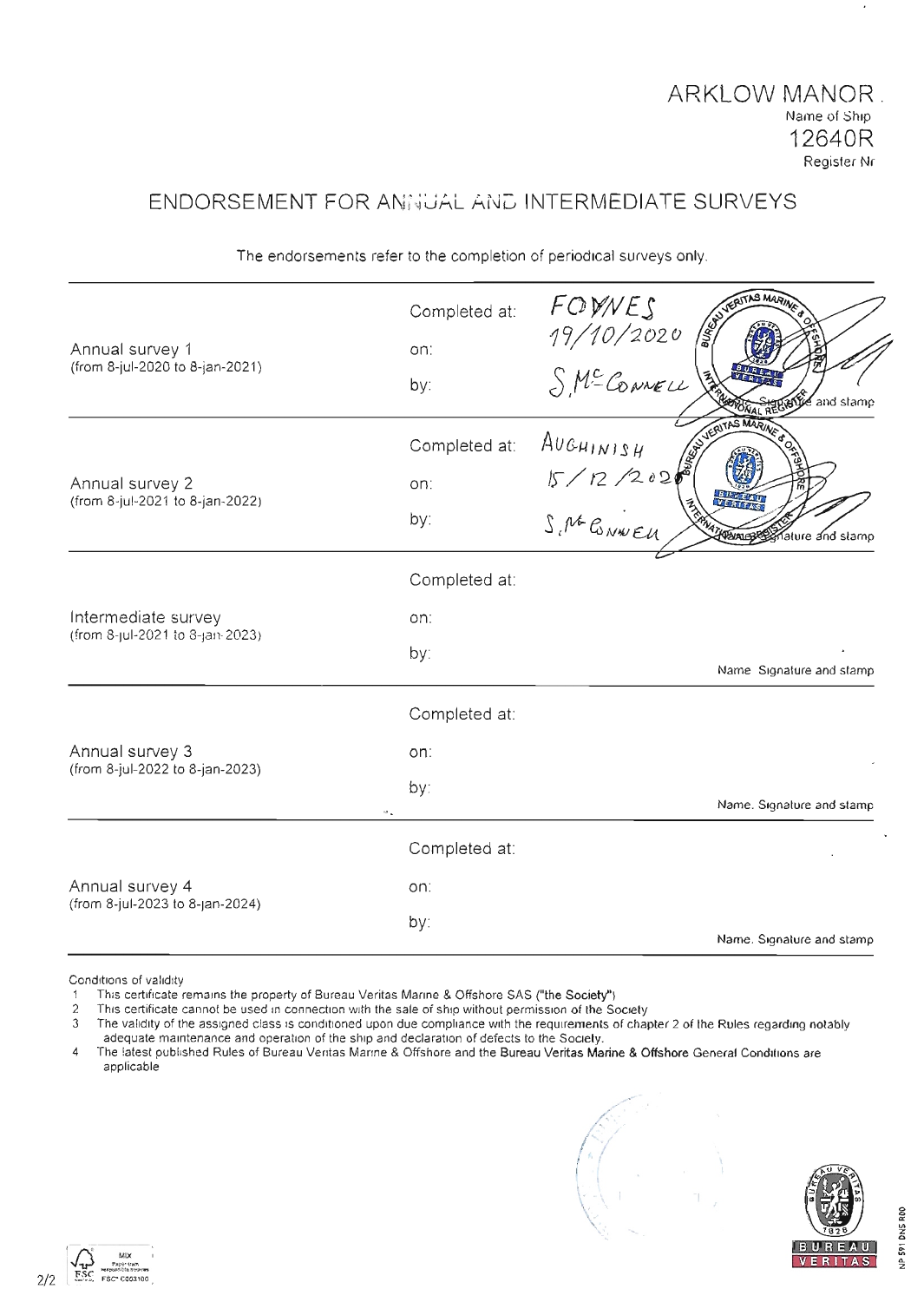ARKLOW MANOR
Name of Ship
12640R
Register Nr

# ENDORSEMENT FOR ANNUAL AND INTERMEDIATE SURVEYS

The endorsements refer to the completion of periodical surveys only.

| | | |
|---|---|---|
| Annual survey 1<br>(from 8-jul-2020 to 8-jan-2021) | Completed at:<br>on:<br>by: | FOYNES<br>19/10/2020<br>S. McCONNELL<br>Name, Signature and stamp |
| Annual survey 2<br>(from 8-jul-2021 to 8-jan-2022) | Completed at:<br>on:<br>by: | AUGHINISH<br>15/12/2020<br>S. McCONNELL<br>Name, Signature and stamp |
| Intermediate survey<br>(from 8-jul-2021 to 8-jan-2023) | Completed at:<br>on:<br>by: | Name, Signature and stamp |
| Annual survey 3<br>(from 8-jul-2022 to 8-jan-2023) | Completed at:<br>on:<br>by: | Name, Signature and stamp |
| Annual survey 4<br>(from 8-jul-2023 to 8-jan-2024) | Completed at:<br>on:<br>by: | Name, Signature and stamp |

Conditions of validity

1. This certificate remains the property of Bureau Veritas Marine & Offshore SAS ("the Society")
2. This certificate cannot be used in connection with the sale of ship without permission of the Society
3. The validity of the assigned class is conditioned upon due compliance with the requirements of chapter 2 of the Rules regarding notably adequate maintenance and operation of the ship and declaration of defects to the Society.
4. The latest published Rules of Bureau Veritas Marine & Offshore and the Bureau Veritas Marine & Offshore General Conditions are applicable

NP 591 DNS R00